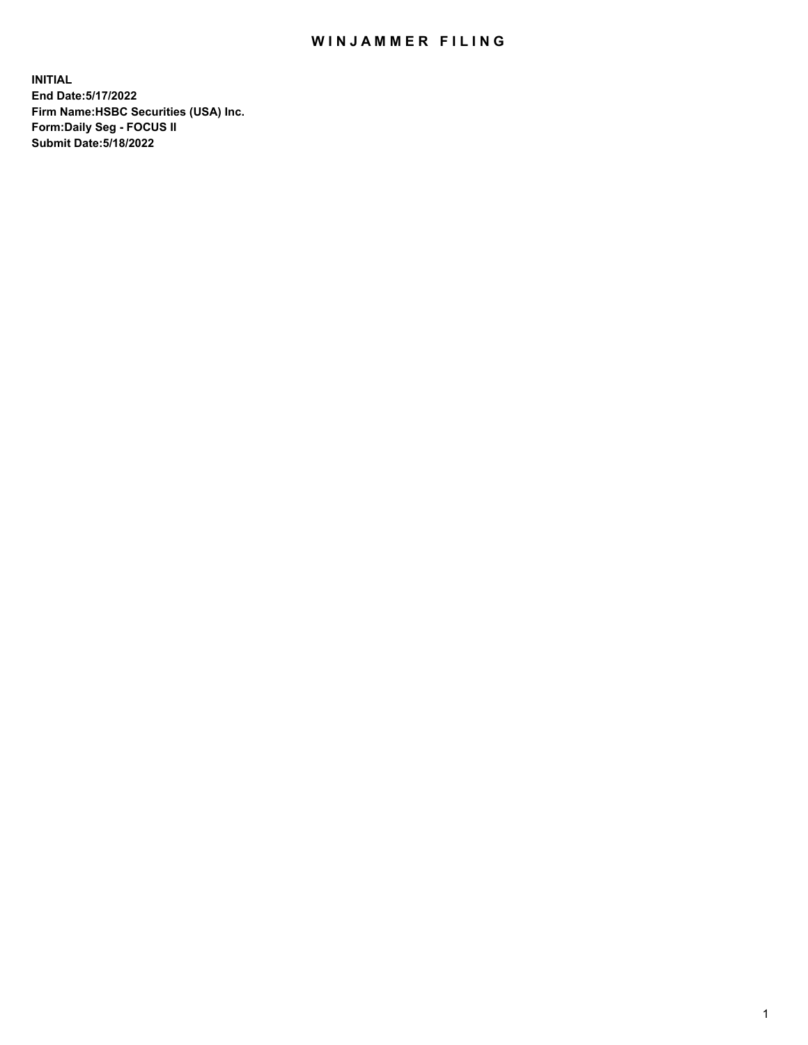# WINJAMMER FILING

**INITIAL**
**End Date:5/17/2022**
**Firm Name:HSBC Securities (USA) Inc.**
**Form:Daily Seg - FOCUS II**
**Submit Date:5/18/2022**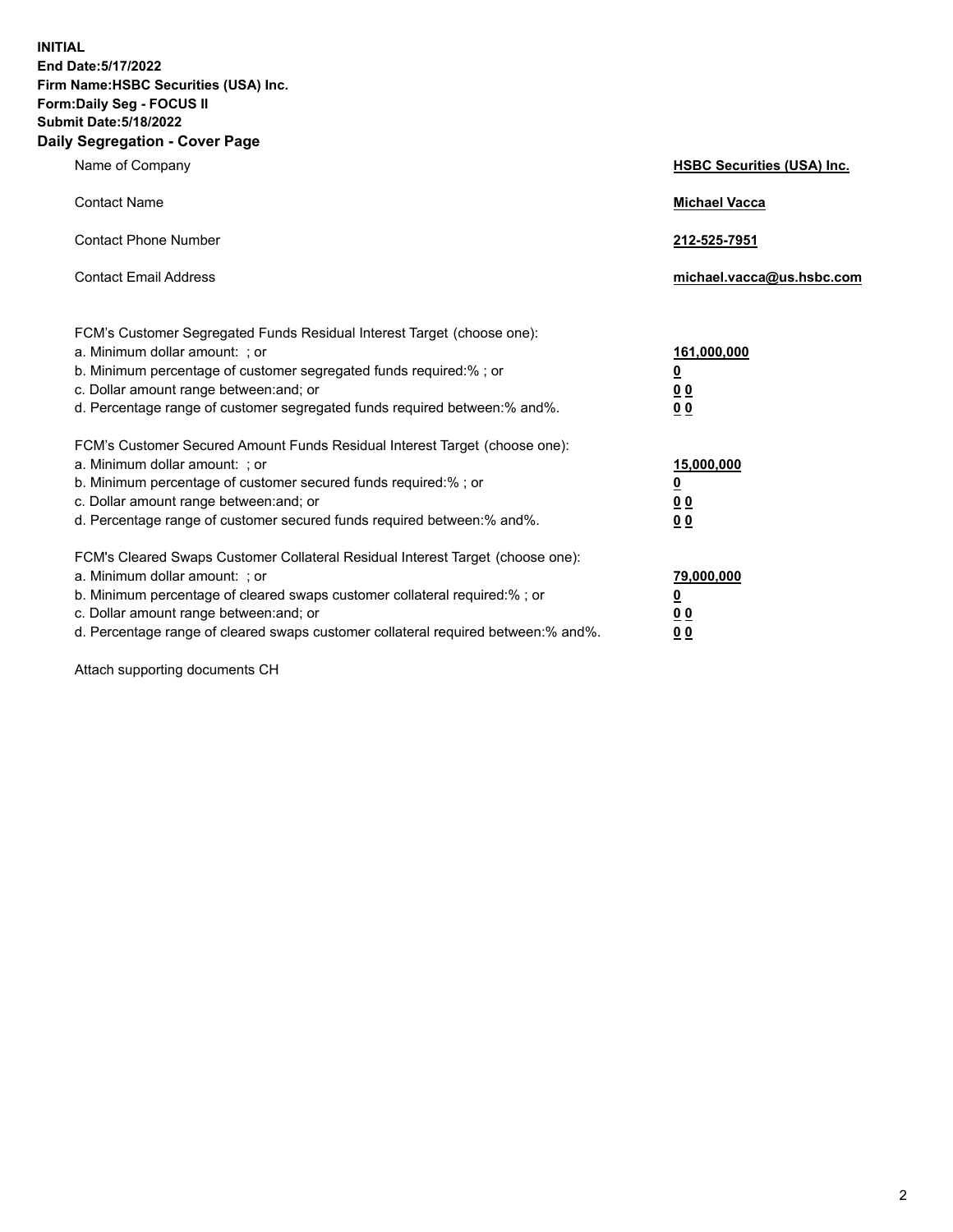**INITIAL**
**End Date:5/17/2022**
**Firm Name:HSBC Securities (USA) Inc.**
**Form:Daily Seg - FOCUS II**
**Submit Date:5/18/2022**

## Daily Segregation - Cover Page

| | |
|---|---|
| Name of Company | **HSBC Securities (USA) Inc.** |
| Contact Name | **Michael Vacca** |
| Contact Phone Number | **212-525-7951** |
| Contact Email Address | **michael.vacca@us.hsbc.com** |

FCM's Customer Segregated Funds Residual Interest Target (choose one):

| | |
|---|---|
| a. Minimum dollar amount: ; or | **161,000,000** |
| b. Minimum percentage of customer segregated funds required:% ; or | **0** |
| c. Dollar amount range between:and; or | **0 0** |
| d. Percentage range of customer segregated funds required between:% and%. | **0 0** |

FCM's Customer Secured Amount Funds Residual Interest Target (choose one):

| | |
|---|---|
| a. Minimum dollar amount: ; or | **15,000,000** |
| b. Minimum percentage of customer secured funds required:% ; or | **0** |
| c. Dollar amount range between:and; or | **0 0** |
| d. Percentage range of customer secured funds required between:% and%. | **0 0** |

FCM's Cleared Swaps Customer Collateral Residual Interest Target (choose one):

| | |
|---|---|
| a. Minimum dollar amount: ; or | **79,000,000** |
| b. Minimum percentage of cleared swaps customer collateral required:% ; or | **0** |
| c. Dollar amount range between:and; or | **0 0** |
| d. Percentage range of cleared swaps customer collateral required between:% and%. | **0 0** |

Attach supporting documents CH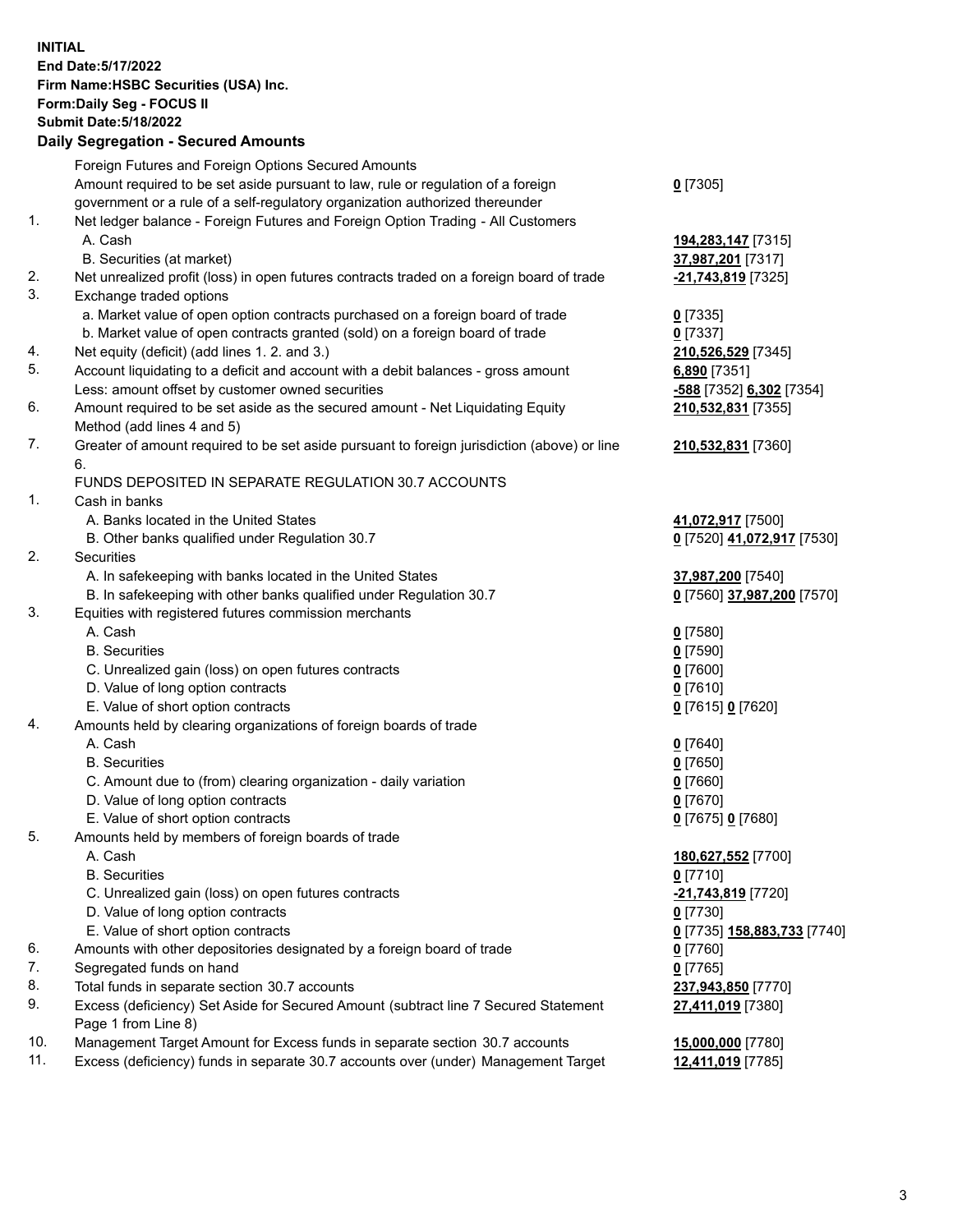**INITIAL**
**End Date:5/17/2022**
**Firm Name:HSBC Securities (USA) Inc.**
**Form:Daily Seg - FOCUS II**
**Submit Date:5/18/2022**

### Daily Segregation - Secured Amounts

| | | |
|---|---|---|
| | Foreign Futures and Foreign Options Secured Amounts | |
| | Amount required to be set aside pursuant to law, rule or regulation of a foreign government or a rule of a self-regulatory organization authorized thereunder | **0** [7305] |
| 1. | Net ledger balance - Foreign Futures and Foreign Option Trading - All Customers | |
| | A. Cash | **194,283,147** [7315] |
| | B. Securities (at market) | **37,987,201** [7317] |
| 2. | Net unrealized profit (loss) in open futures contracts traded on a foreign board of trade | **-21,743,819** [7325] |
| 3. | Exchange traded options | |
| | a. Market value of open option contracts purchased on a foreign board of trade | **0** [7335] |
| | b. Market value of open contracts granted (sold) on a foreign board of trade | **0** [7337] |
| 4. | Net equity (deficit) (add lines 1. 2. and 3.) | **210,526,529** [7345] |
| 5. | Account liquidating to a deficit and account with a debit balances - gross amount | **6,890** [7351] |
| | Less: amount offset by customer owned securities | **-588** [7352] **6,302** [7354] |
| 6. | Amount required to be set aside as the secured amount - Net Liquidating Equity Method (add lines 4 and 5) | **210,532,831** [7355] |
| 7. | Greater of amount required to be set aside pursuant to foreign jurisdiction (above) or line 6. | **210,532,831** [7360] |
| | FUNDS DEPOSITED IN SEPARATE REGULATION 30.7 ACCOUNTS | |
| 1. | Cash in banks | |
| | A. Banks located in the United States | **41,072,917** [7500] |
| | B. Other banks qualified under Regulation 30.7 | **0** [7520] **41,072,917** [7530] |
| 2. | Securities | |
| | A. In safekeeping with banks located in the United States | **37,987,200** [7540] |
| | B. In safekeeping with other banks qualified under Regulation 30.7 | **0** [7560] **37,987,200** [7570] |
| 3. | Equities with registered futures commission merchants | |
| | A. Cash | **0** [7580] |
| | B. Securities | **0** [7590] |
| | C. Unrealized gain (loss) on open futures contracts | **0** [7600] |
| | D. Value of long option contracts | **0** [7610] |
| | E. Value of short option contracts | **0** [7615] **0** [7620] |
| 4. | Amounts held by clearing organizations of foreign boards of trade | |
| | A. Cash | **0** [7640] |
| | B. Securities | **0** [7650] |
| | C. Amount due to (from) clearing organization - daily variation | **0** [7660] |
| | D. Value of long option contracts | **0** [7670] |
| | E. Value of short option contracts | **0** [7675] **0** [7680] |
| 5. | Amounts held by members of foreign boards of trade | |
| | A. Cash | **180,627,552** [7700] |
| | B. Securities | **0** [7710] |
| | C. Unrealized gain (loss) on open futures contracts | **-21,743,819** [7720] |
| | D. Value of long option contracts | **0** [7730] |
| | E. Value of short option contracts | **0** [7735] **158,883,733** [7740] |
| 6. | Amounts with other depositories designated by a foreign board of trade | **0** [7760] |
| 7. | Segregated funds on hand | **0** [7765] |
| 8. | Total funds in separate section 30.7 accounts | **237,943,850** [7770] |
| 9. | Excess (deficiency) Set Aside for Secured Amount (subtract line 7 Secured Statement Page 1 from Line 8) | **27,411,019** [7380] |
| 10. | Management Target Amount for Excess funds in separate section 30.7 accounts | **15,000,000** [7780] |
| 11. | Excess (deficiency) funds in separate 30.7 accounts over (under) Management Target | **12,411,019** [7785] |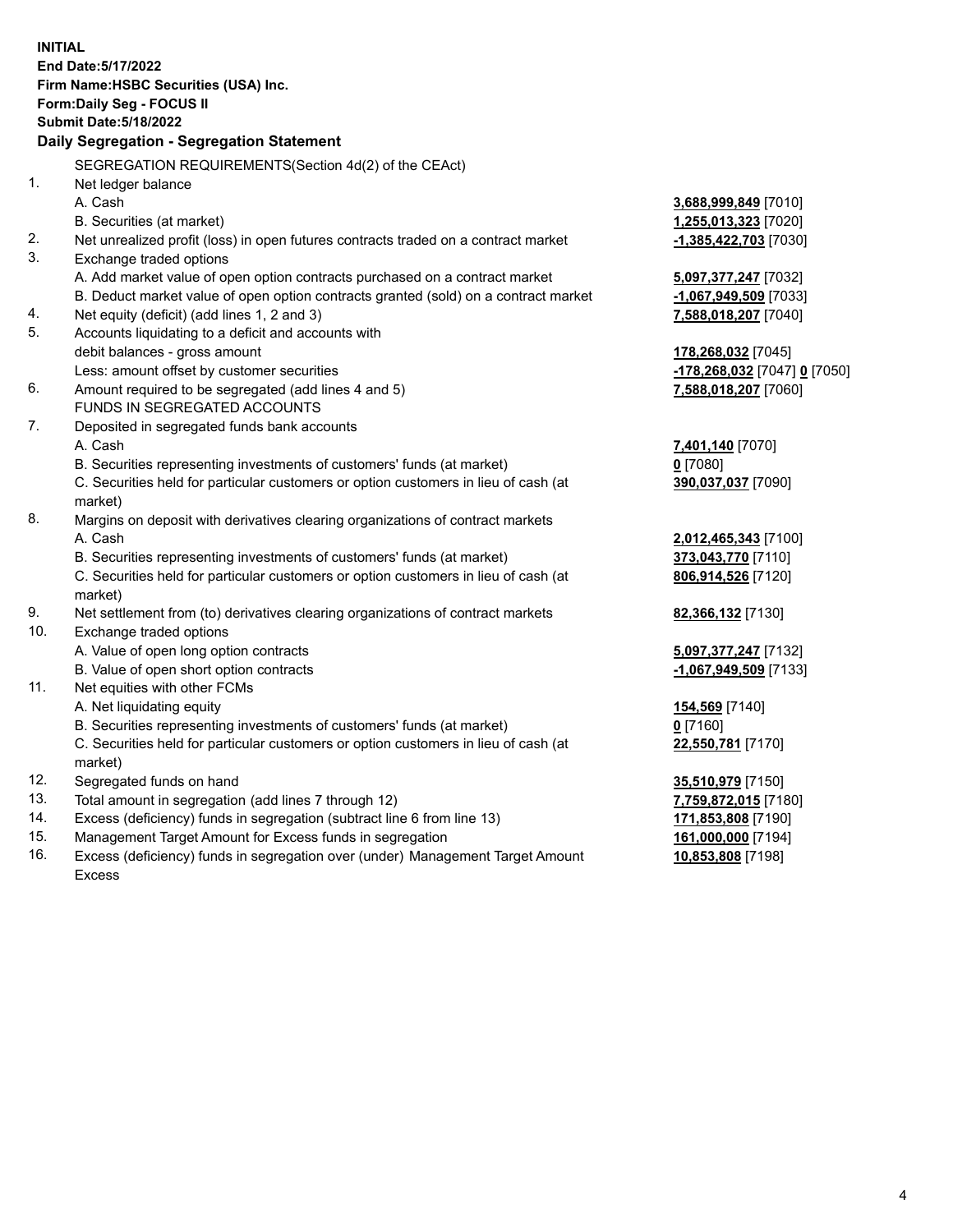**INITIAL**
**End Date:5/17/2022**
**Firm Name:HSBC Securities (USA) Inc.**
**Form:Daily Seg - FOCUS II**
**Submit Date:5/18/2022**

## Daily Segregation - Segregation Statement

| | | |
|---|---|---|
| | SEGREGATION REQUIREMENTS(Section 4d(2) of the CEAct) | |
| 1. | Net ledger balance | |
| | A. Cash | **3,688,999,849** [7010] |
| | B. Securities (at market) | **1,255,013,323** [7020] |
| 2. | Net unrealized profit (loss) in open futures contracts traded on a contract market | **-1,385,422,703** [7030] |
| 3. | Exchange traded options | |
| | A. Add market value of open option contracts purchased on a contract market | **5,097,377,247** [7032] |
| | B. Deduct market value of open option contracts granted (sold) on a contract market | **-1,067,949,509** [7033] |
| 4. | Net equity (deficit) (add lines 1, 2 and 3) | **7,588,018,207** [7040] |
| 5. | Accounts liquidating to a deficit and accounts with debit balances - gross amount | **178,268,032** [7045] |
| | Less: amount offset by customer securities | **-178,268,032** [7047] **0** [7050] |
| 6. | Amount required to be segregated (add lines 4 and 5) | **7,588,018,207** [7060] |
| | FUNDS IN SEGREGATED ACCOUNTS | |
| 7. | Deposited in segregated funds bank accounts | |
| | A. Cash | **7,401,140** [7070] |
| | B. Securities representing investments of customers' funds (at market) | **0** [7080] |
| | C. Securities held for particular customers or option customers in lieu of cash (at market) | **390,037,037** [7090] |
| 8. | Margins on deposit with derivatives clearing organizations of contract markets | |
| | A. Cash | **2,012,465,343** [7100] |
| | B. Securities representing investments of customers' funds (at market) | **373,043,770** [7110] |
| | C. Securities held for particular customers or option customers in lieu of cash (at market) | **806,914,526** [7120] |
| 9. | Net settlement from (to) derivatives clearing organizations of contract markets | **82,366,132** [7130] |
| 10. | Exchange traded options | |
| | A. Value of open long option contracts | **5,097,377,247** [7132] |
| | B. Value of open short option contracts | **-1,067,949,509** [7133] |
| 11. | Net equities with other FCMs | |
| | A. Net liquidating equity | **154,569** [7140] |
| | B. Securities representing investments of customers' funds (at market) | **0** [7160] |
| | C. Securities held for particular customers or option customers in lieu of cash (at market) | **22,550,781** [7170] |
| 12. | Segregated funds on hand | **35,510,979** [7150] |
| 13. | Total amount in segregation (add lines 7 through 12) | **7,759,872,015** [7180] |
| 14. | Excess (deficiency) funds in segregation (subtract line 6 from line 13) | **171,853,808** [7190] |
| 15. | Management Target Amount for Excess funds in segregation | **161,000,000** [7194] |
| 16. | Excess (deficiency) funds in segregation over (under) Management Target Amount Excess | **10,853,808** [7198] |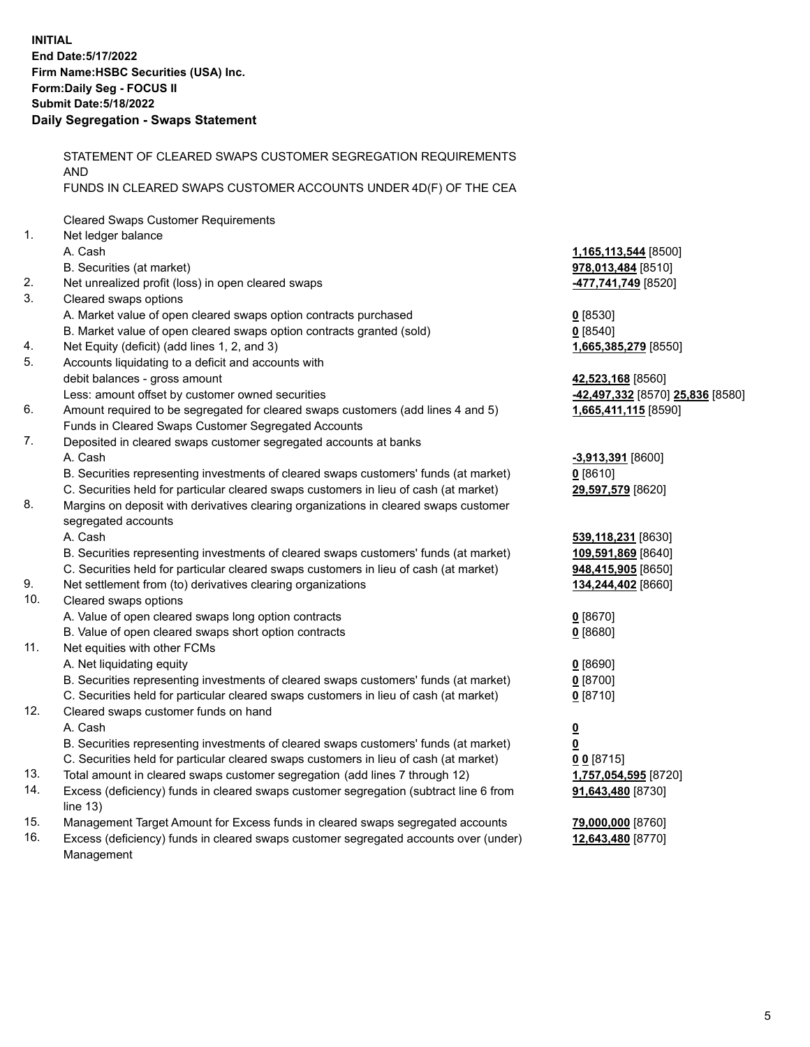**INITIAL**
**End Date:5/17/2022**
**Firm Name:HSBC Securities (USA) Inc.**
**Form:Daily Seg - FOCUS II**
**Submit Date:5/18/2022**
**Daily Segregation - Swaps Statement**

STATEMENT OF CLEARED SWAPS CUSTOMER SEGREGATION REQUIREMENTS AND
FUNDS IN CLEARED SWAPS CUSTOMER ACCOUNTS UNDER 4D(F) OF THE CEA

| | | |
|---|---|---|
| | Cleared Swaps Customer Requirements | |
| 1. | Net ledger balance | |
| | A. Cash | **1,165,113,544** [8500] |
| | B. Securities (at market) | **978,013,484** [8510] |
| 2. | Net unrealized profit (loss) in open cleared swaps | **-477,741,749** [8520] |
| 3. | Cleared swaps options | |
| | A. Market value of open cleared swaps option contracts purchased | **0** [8530] |
| | B. Market value of open cleared swaps option contracts granted (sold) | **0** [8540] |
| 4. | Net Equity (deficit) (add lines 1, 2, and 3) | **1,665,385,279** [8550] |
| 5. | Accounts liquidating to a deficit and accounts with debit balances - gross amount | **42,523,168** [8560] |
| | Less: amount offset by customer owned securities | **-42,497,332** [8570] **25,836** [8580] |
| 6. | Amount required to be segregated for cleared swaps customers (add lines 4 and 5) | **1,665,411,115** [8590] |
| | Funds in Cleared Swaps Customer Segregated Accounts | |
| 7. | Deposited in cleared swaps customer segregated accounts at banks | |
| | A. Cash | **-3,913,391** [8600] |
| | B. Securities representing investments of cleared swaps customers' funds (at market) | **0** [8610] |
| | C. Securities held for particular cleared swaps customers in lieu of cash (at market) | **29,597,579** [8620] |
| 8. | Margins on deposit with derivatives clearing organizations in cleared swaps customer segregated accounts | |
| | A. Cash | **539,118,231** [8630] |
| | B. Securities representing investments of cleared swaps customers' funds (at market) | **109,591,869** [8640] |
| | C. Securities held for particular cleared swaps customers in lieu of cash (at market) | **948,415,905** [8650] |
| 9. | Net settlement from (to) derivatives clearing organizations | **134,244,402** [8660] |
| 10. | Cleared swaps options | |
| | A. Value of open cleared swaps long option contracts | **0** [8670] |
| | B. Value of open cleared swaps short option contracts | **0** [8680] |
| 11. | Net equities with other FCMs | |
| | A. Net liquidating equity | **0** [8690] |
| | B. Securities representing investments of cleared swaps customers' funds (at market) | **0** [8700] |
| | C. Securities held for particular cleared swaps customers in lieu of cash (at market) | **0** [8710] |
| 12. | Cleared swaps customer funds on hand | |
| | A. Cash | **0** |
| | B. Securities representing investments of cleared swaps customers' funds (at market) | **0** |
| | C. Securities held for particular cleared swaps customers in lieu of cash (at market) | **0** **0** [8715] |
| 13. | Total amount in cleared swaps customer segregation (add lines 7 through 12) | **1,757,054,595** [8720] |
| 14. | Excess (deficiency) funds in cleared swaps customer segregation (subtract line 6 from line 13) | **91,643,480** [8730] |
| 15. | Management Target Amount for Excess funds in cleared swaps segregated accounts | **79,000,000** [8760] |
| 16. | Excess (deficiency) funds in cleared swaps customer segregated accounts over (under) Management | **12,643,480** [8770] |